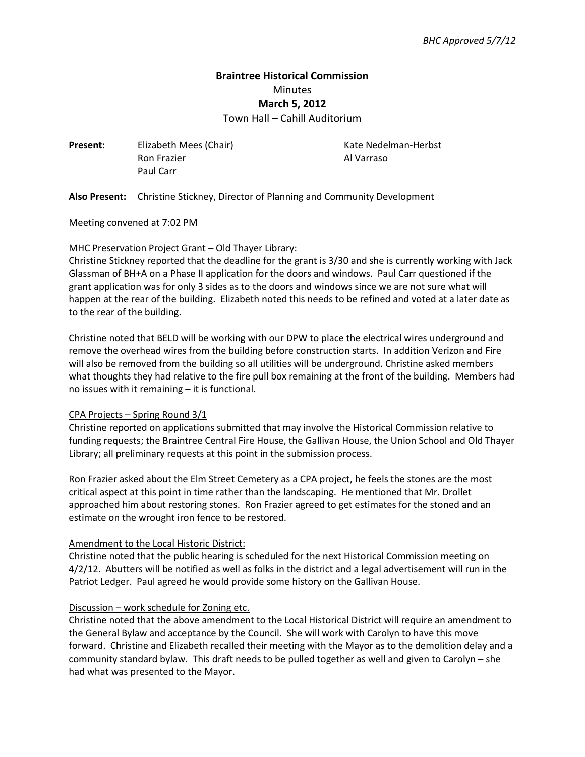*BHC Approved 5/7/12*

**Braintree Historical Commission**

Minutes

**March 5, 2012**

Town Hall – Cahill Auditorium

**Present:** Elizabeth Mees (Chair), Ron Frazier, Paul Carr, Kate Nedelman-Herbst, Al Varraso

**Also Present:** Christine Stickney, Director of Planning and Community Development

Meeting convened at 7:02 PM

MHC Preservation Project Grant – Old Thayer Library:

Christine Stickney reported that the deadline for the grant is 3/30 and she is currently working with Jack Glassman of BH+A on a Phase II application for the doors and windows. Paul Carr questioned if the grant application was for only 3 sides as to the doors and windows since we are not sure what will happen at the rear of the building. Elizabeth noted this needs to be refined and voted at a later date as to the rear of the building.

Christine noted that BELD will be working with our DPW to place the electrical wires underground and remove the overhead wires from the building before construction starts. In addition Verizon and Fire will also be removed from the building so all utilities will be underground. Christine asked members what thoughts they had relative to the fire pull box remaining at the front of the building. Members had no issues with it remaining – it is functional.

CPA Projects – Spring Round 3/1

Christine reported on applications submitted that may involve the Historical Commission relative to funding requests; the Braintree Central Fire House, the Gallivan House, the Union School and Old Thayer Library; all preliminary requests at this point in the submission process.

Ron Frazier asked about the Elm Street Cemetery as a CPA project, he feels the stones are the most critical aspect at this point in time rather than the landscaping. He mentioned that Mr. Drollet approached him about restoring stones. Ron Frazier agreed to get estimates for the stoned and an estimate on the wrought iron fence to be restored.

Amendment to the Local Historic District:

Christine noted that the public hearing is scheduled for the next Historical Commission meeting on 4/2/12. Abutters will be notified as well as folks in the district and a legal advertisement will run in the Patriot Ledger. Paul agreed he would provide some history on the Gallivan House.

Discussion – work schedule for Zoning etc.

Christine noted that the above amendment to the Local Historical District will require an amendment to the General Bylaw and acceptance by the Council. She will work with Carolyn to have this move forward. Christine and Elizabeth recalled their meeting with the Mayor as to the demolition delay and a community standard bylaw. This draft needs to be pulled together as well and given to Carolyn – she had what was presented to the Mayor.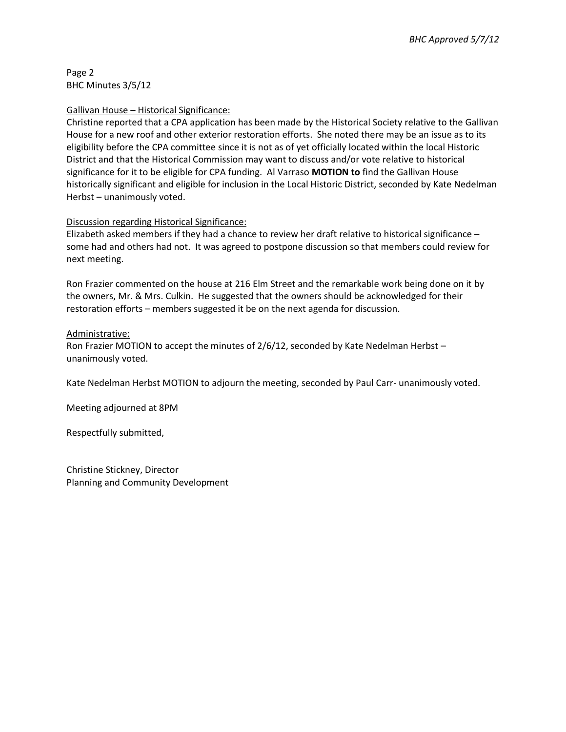Page 2
BHC Minutes 3/5/12

Gallivan House – Historical Significance:

Christine reported that a CPA application has been made by the Historical Society relative to the Gallivan House for a new roof and other exterior restoration efforts. She noted there may be an issue as to its eligibility before the CPA committee since it is not as of yet officially located within the local Historic District and that the Historical Commission may want to discuss and/or vote relative to historical significance for it to be eligible for CPA funding. Al Varraso **MOTION to** find the Gallivan House historically significant and eligible for inclusion in the Local Historic District, seconded by Kate Nedelman Herbst – unanimously voted.

Discussion regarding Historical Significance:

Elizabeth asked members if they had a chance to review her draft relative to historical significance – some had and others had not. It was agreed to postpone discussion so that members could review for next meeting.

Ron Frazier commented on the house at 216 Elm Street and the remarkable work being done on it by the owners, Mr. & Mrs. Culkin. He suggested that the owners should be acknowledged for their restoration efforts – members suggested it be on the next agenda for discussion.

Administrative:

Ron Frazier MOTION to accept the minutes of 2/6/12, seconded by Kate Nedelman Herbst – unanimously voted.

Kate Nedelman Herbst MOTION to adjourn the meeting, seconded by Paul Carr- unanimously voted.

Meeting adjourned at 8PM

Respectfully submitted,

Christine Stickney, Director
Planning and Community Development